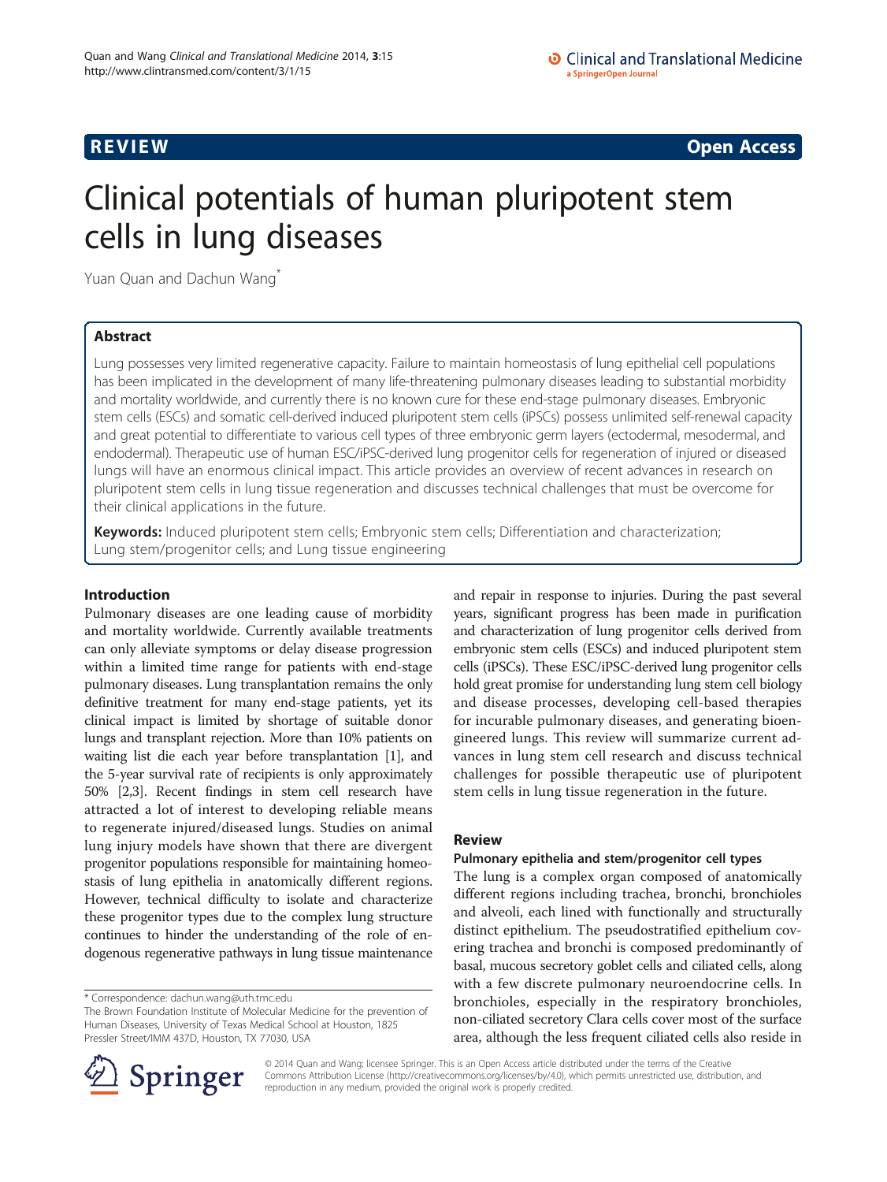REVIEW **Open Access**

# Clinical potentials of human pluripotent stem cells in lung diseases

Yuan Quan and Dachun Wang*

## Abstract

Lung possesses very limited regenerative capacity. Failure to maintain homeostasis of lung epithelial cell populations has been implicated in the development of many life-threatening pulmonary diseases leading to substantial morbidity and mortality worldwide, and currently there is no known cure for these end-stage pulmonary diseases. Embryonic stem cells (ESCs) and somatic cell-derived induced pluripotent stem cells (iPSCs) possess unlimited self-renewal capacity and great potential to differentiate to various cell types of three embryonic germ layers (ectodermal, mesodermal, and endodermal). Therapeutic use of human ESC/iPSC-derived lung progenitor cells for regeneration of injured or diseased lungs will have an enormous clinical impact. This article provides an overview of recent advances in research on pluripotent stem cells in lung tissue regeneration and discusses technical challenges that must be overcome for their clinical applications in the future.

**Keywords:** Induced pluripotent stem cells; Embryonic stem cells; Differentiation and characterization; Lung stem/progenitor cells; and Lung tissue engineering

## Introduction

Pulmonary diseases are one leading cause of morbidity and mortality worldwide. Currently available treatments can only alleviate symptoms or delay disease progression within a limited time range for patients with end-stage pulmonary diseases. Lung transplantation remains the only definitive treatment for many end-stage patients, yet its clinical impact is limited by shortage of suitable donor lungs and transplant rejection. More than 10% patients on waiting list die each year before transplantation [1], and the 5-year survival rate of recipients is only approximately 50% [2,3]. Recent findings in stem cell research have attracted a lot of interest to developing reliable means to regenerate injured/diseased lungs. Studies on animal lung injury models have shown that there are divergent progenitor populations responsible for maintaining homeostasis of lung epithelia in anatomically different regions. However, technical difficulty to isolate and characterize these progenitor types due to the complex lung structure continues to hinder the understanding of the role of endogenous regenerative pathways in lung tissue maintenance and repair in response to injuries. During the past several years, significant progress has been made in purification and characterization of lung progenitor cells derived from embryonic stem cells (ESCs) and induced pluripotent stem cells (iPSCs). These ESC/iPSC-derived lung progenitor cells hold great promise for understanding lung stem cell biology and disease processes, developing cell-based therapies for incurable pulmonary diseases, and generating bioengineered lungs. This review will summarize current advances in lung stem cell research and discuss technical challenges for possible therapeutic use of pluripotent stem cells in lung tissue regeneration in the future.

## Review

### Pulmonary epithelia and stem/progenitor cell types

The lung is a complex organ composed of anatomically different regions including trachea, bronchi, bronchioles and alveoli, each lined with functionally and structurally distinct epithelium. The pseudostratified epithelium covering trachea and bronchi is composed predominantly of basal, mucous secretory goblet cells and ciliated cells, along with a few discrete pulmonary neuroendocrine cells. In bronchioles, especially in the respiratory bronchioles, non-ciliated secretory Clara cells cover most of the surface area, although the less frequent ciliated cells also reside in

---

* Correspondence: dachun.wang@uth.tmc.edu
The Brown Foundation Institute of Molecular Medicine for the prevention of Human Diseases, University of Texas Medical School at Houston, 1825 Pressler Street/IMM 437D, Houston, TX 77030, USA

© 2014 Quan and Wang; licensee Springer. This is an Open Access article distributed under the terms of the Creative Commons Attribution License (http://creativecommons.org/licenses/by/4.0), which permits unrestricted use, distribution, and reproduction in any medium, provided the original work is properly credited.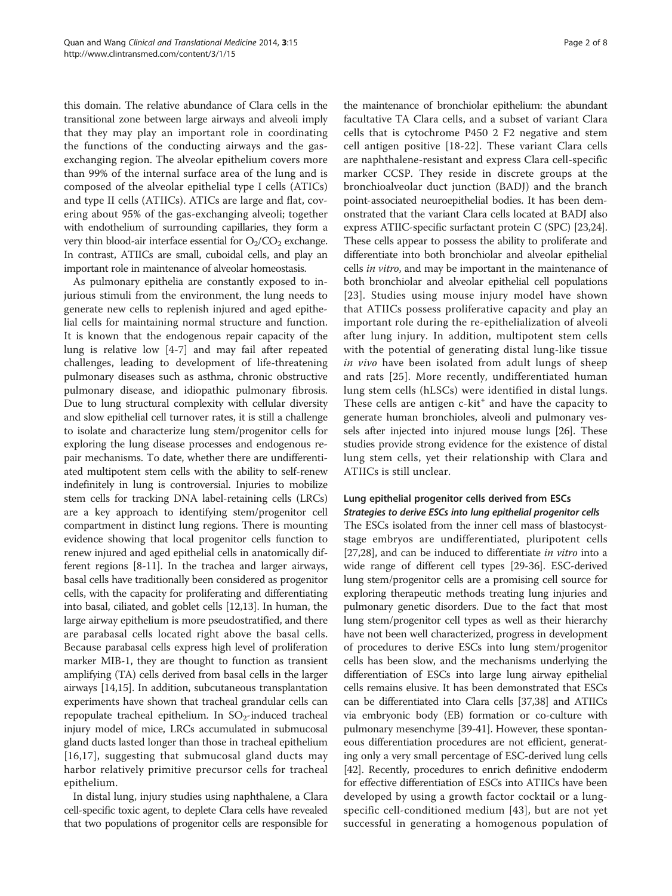this domain. The relative abundance of Clara cells in the transitional zone between large airways and alveoli imply that they may play an important role in coordinating the functions of the conducting airways and the gas-exchanging region. The alveolar epithelium covers more than 99% of the internal surface area of the lung and is composed of the alveolar epithelial type I cells (ATICs) and type II cells (ATIICs). ATICs are large and flat, covering about 95% of the gas-exchanging alveoli; together with endothelium of surrounding capillaries, they form a very thin blood-air interface essential for $O_2$/$CO_2$ exchange. In contrast, ATIICs are small, cuboidal cells, and play an important role in maintenance of alveolar homeostasis.

As pulmonary epithelia are constantly exposed to injurious stimuli from the environment, the lung needs to generate new cells to replenish injured and aged epithelial cells for maintaining normal structure and function. It is known that the endogenous repair capacity of the lung is relative low [4-7] and may fail after repeated challenges, leading to development of life-threatening pulmonary diseases such as asthma, chronic obstructive pulmonary disease, and idiopathic pulmonary fibrosis. Due to lung structural complexity with cellular diversity and slow epithelial cell turnover rates, it is still a challenge to isolate and characterize lung stem/progenitor cells for exploring the lung disease processes and endogenous repair mechanisms. To date, whether there are undifferentiated multipotent stem cells with the ability to self-renew indefinitely in lung is controversial. Injuries to mobilize stem cells for tracking DNA label-retaining cells (LRCs) are a key approach to identifying stem/progenitor cell compartment in distinct lung regions. There is mounting evidence showing that local progenitor cells function to renew injured and aged epithelial cells in anatomically different regions [8-11]. In the trachea and larger airways, basal cells have traditionally been considered as progenitor cells, with the capacity for proliferating and differentiating into basal, ciliated, and goblet cells [12,13]. In human, the large airway epithelium is more pseudostratified, and there are parabasal cells located right above the basal cells. Because parabasal cells express high level of proliferation marker MIB-1, they are thought to function as transient amplifying (TA) cells derived from basal cells in the larger airways [14,15]. In addition, subcutaneous transplantation experiments have shown that tracheal grandular cells can repopulate tracheal epithelium. In $SO_2$-induced tracheal injury model of mice, LRCs accumulated in submucosal gland ducts lasted longer than those in tracheal epithelium [16,17], suggesting that submucosal gland ducts may harbor relatively primitive precursor cells for tracheal epithelium.

In distal lung, injury studies using naphthalene, a Clara cell-specific toxic agent, to deplete Clara cells have revealed that two populations of progenitor cells are responsible for the maintenance of bronchiolar epithelium: the abundant facultative TA Clara cells, and a subset of variant Clara cells that is cytochrome P450 2 F2 negative and stem cell antigen positive [18-22]. These variant Clara cells are naphthalene-resistant and express Clara cell-specific marker CCSP. They reside in discrete groups at the bronchioalveolar duct junction (BADJ) and the branch point-associated neuroepithelial bodies. It has been demonstrated that the variant Clara cells located at BADJ also express ATIIC-specific surfactant protein C (SPC) [23,24]. These cells appear to possess the ability to proliferate and differentiate into both bronchiolar and alveolar epithelial cells *in vitro*, and may be important in the maintenance of both bronchiolar and alveolar epithelial cell populations [23]. Studies using mouse injury model have shown that ATIICs possess proliferative capacity and play an important role during the re-epithelialization of alveoli after lung injury. In addition, multipotent stem cells with the potential of generating distal lung-like tissue *in vivo* have been isolated from adult lungs of sheep and rats [25]. More recently, undifferentiated human lung stem cells (hLSCs) were identified in distal lungs. These cells are antigen c-kit$^+$ and have the capacity to generate human bronchioles, alveoli and pulmonary vessels after injected into injured mouse lungs [26]. These studies provide strong evidence for the existence of distal lung stem cells, yet their relationship with Clara and ATIICs is still unclear.

## Lung epithelial progenitor cells derived from ESCs

### *Strategies to derive ESCs into lung epithelial progenitor cells*

The ESCs isolated from the inner cell mass of blastocyst-stage embryos are undifferentiated, pluripotent cells [27,28], and can be induced to differentiate *in vitro* into a wide range of different cell types [29-36]. ESC-derived lung stem/progenitor cells are a promising cell source for exploring therapeutic methods treating lung injuries and pulmonary genetic disorders. Due to the fact that most lung stem/progenitor cell types as well as their hierarchy have not been well characterized, progress in development of procedures to derive ESCs into lung stem/progenitor cells has been slow, and the mechanisms underlying the differentiation of ESCs into large lung airway epithelial cells remains elusive. It has been demonstrated that ESCs can be differentiated into Clara cells [37,38] and ATIICs via embryonic body (EB) formation or co-culture with pulmonary mesenchyme [39-41]. However, these spontaneous differentiation procedures are not efficient, generating only a very small percentage of ESC-derived lung cells [42]. Recently, procedures to enrich definitive endoderm for effective differentiation of ESCs into ATIICs have been developed by using a growth factor cocktail or a lung-specific cell-conditioned medium [43], but are not yet successful in generating a homogenous population of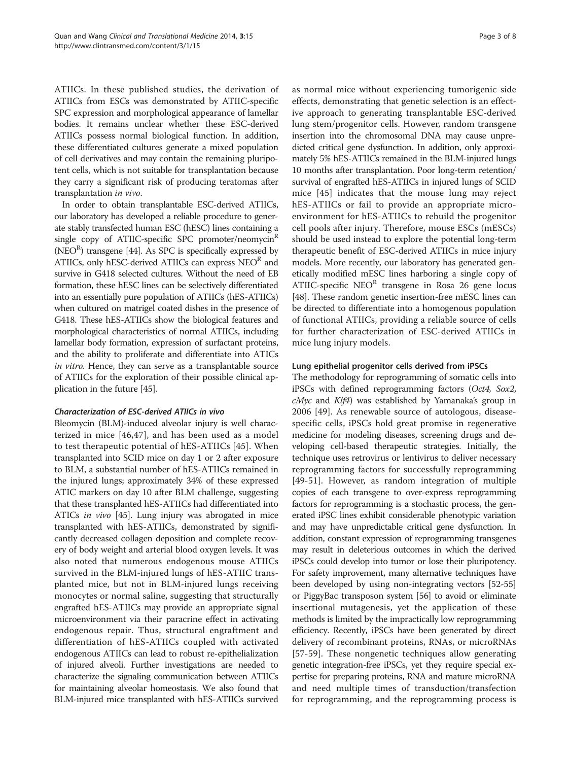ATIICs. In these published studies, the derivation of ATIICs from ESCs was demonstrated by ATIIC-specific SPC expression and morphological appearance of lamellar bodies. It remains unclear whether these ESC-derived ATIICs possess normal biological function. In addition, these differentiated cultures generate a mixed population of cell derivatives and may contain the remaining pluripotent cells, which is not suitable for transplantation because they carry a significant risk of producing teratomas after transplantation *in vivo*.

In order to obtain transplantable ESC-derived ATIICs, our laboratory has developed a reliable procedure to generate stably transfected human ESC (hESC) lines containing a single copy of ATIIC-specific SPC promoter/neomycin$^R$ (NEO$^R$) transgene [44]. As SPC is specifically expressed by ATIICs, only hESC-derived ATIICs can express NEO$^R$ and survive in G418 selected cultures. Without the need of EB formation, these hESC lines can be selectively differentiated into an essentially pure population of ATIICs (hES-ATIICs) when cultured on matrigel coated dishes in the presence of G418. These hES-ATIICs show the biological features and morphological characteristics of normal ATIICs, including lamellar body formation, expression of surfactant proteins, and the ability to proliferate and differentiate into ATICs *in vitro*. Hence, they can serve as a transplantable source of ATIICs for the exploration of their possible clinical application in the future [45].

#### *Characterization of ESC-derived ATIICs in vivo*

Bleomycin (BLM)-induced alveolar injury is well characterized in mice [46,47], and has been used as a model to test therapeutic potential of hES-ATIICs [45]. When transplanted into SCID mice on day 1 or 2 after exposure to BLM, a substantial number of hES-ATIICs remained in the injured lungs; approximately 34% of these expressed ATIC markers on day 10 after BLM challenge, suggesting that these transplanted hES-ATIICs had differentiated into ATICs *in vivo* [45]. Lung injury was abrogated in mice transplanted with hES-ATIICs, demonstrated by significantly decreased collagen deposition and complete recovery of body weight and arterial blood oxygen levels. It was also noted that numerous endogenous mouse ATIICs survived in the BLM-injured lungs of hES-ATIIC transplanted mice, but not in BLM-injured lungs receiving monocytes or normal saline, suggesting that structurally engrafted hES-ATIICs may provide an appropriate signal microenvironment via their paracrine effect in activating endogenous repair. Thus, structural engraftment and differentiation of hES-ATIICs coupled with activated endogenous ATIICs can lead to robust re-epithelialization of injured alveoli. Further investigations are needed to characterize the signaling communication between ATIICs for maintaining alveolar homeostasis. We also found that BLM-injured mice transplanted with hES-ATIICs survived as normal mice without experiencing tumorigenic side effects, demonstrating that genetic selection is an effective approach to generating transplantable ESC-derived lung stem/progenitor cells. However, random transgene insertion into the chromosomal DNA may cause unpredicted critical gene dysfunction. In addition, only approximately 5% hES-ATIICs remained in the BLM-injured lungs 10 months after transplantation. Poor long-term retention/survival of engrafted hES-ATIICs in injured lungs of SCID mice [45] indicates that the mouse lung may reject hES-ATIICs or fail to provide an appropriate microenvironment for hES-ATIICs to rebuild the progenitor cell pools after injury. Therefore, mouse ESCs (mESCs) should be used instead to explore the potential long-term therapeutic benefit of ESC-derived ATIICs in mice injury models. More recently, our laboratory has generated genetically modified mESC lines harboring a single copy of ATIIC-specific NEO$^R$ transgene in Rosa 26 gene locus [48]. These random genetic insertion-free mESC lines can be directed to differentiate into a homogenous population of functional ATIICs, providing a reliable source of cells for further characterization of ESC-derived ATIICs in mice lung injury models.

#### Lung epithelial progenitor cells derived from iPSCs

The methodology for reprogramming of somatic cells into iPSCs with defined reprogramming factors (*Oct4*, *Sox2*, *cMyc* and *Klf4*) was established by Yamanaka's group in 2006 [49]. As renewable source of autologous, disease-specific cells, iPSCs hold great promise in regenerative medicine for modeling diseases, screening drugs and developing cell-based therapeutic strategies. Initially, the technique uses retrovirus or lentivirus to deliver necessary reprogramming factors for successfully reprogramming [49-51]. However, as random integration of multiple copies of each transgene to over-express reprogramming factors for reprogramming is a stochastic process, the generated iPSC lines exhibit considerable phenotypic variation and may have unpredictable critical gene dysfunction. In addition, constant expression of reprogramming transgenes may result in deleterious outcomes in which the derived iPSCs could develop into tumor or lose their pluripotency. For safety improvement, many alternative techniques have been developed by using non-integrating vectors [52-55] or PiggyBac transposon system [56] to avoid or eliminate insertional mutagenesis, yet the application of these methods is limited by the impractically low reprogramming efficiency. Recently, iPSCs have been generated by direct delivery of recombinant proteins, RNAs, or microRNAs [57-59]. These nongenetic techniques allow generating genetic integration-free iPSCs, yet they require special expertise for preparing proteins, RNA and mature microRNA and need multiple times of transduction/transfection for reprogramming, and the reprogramming process is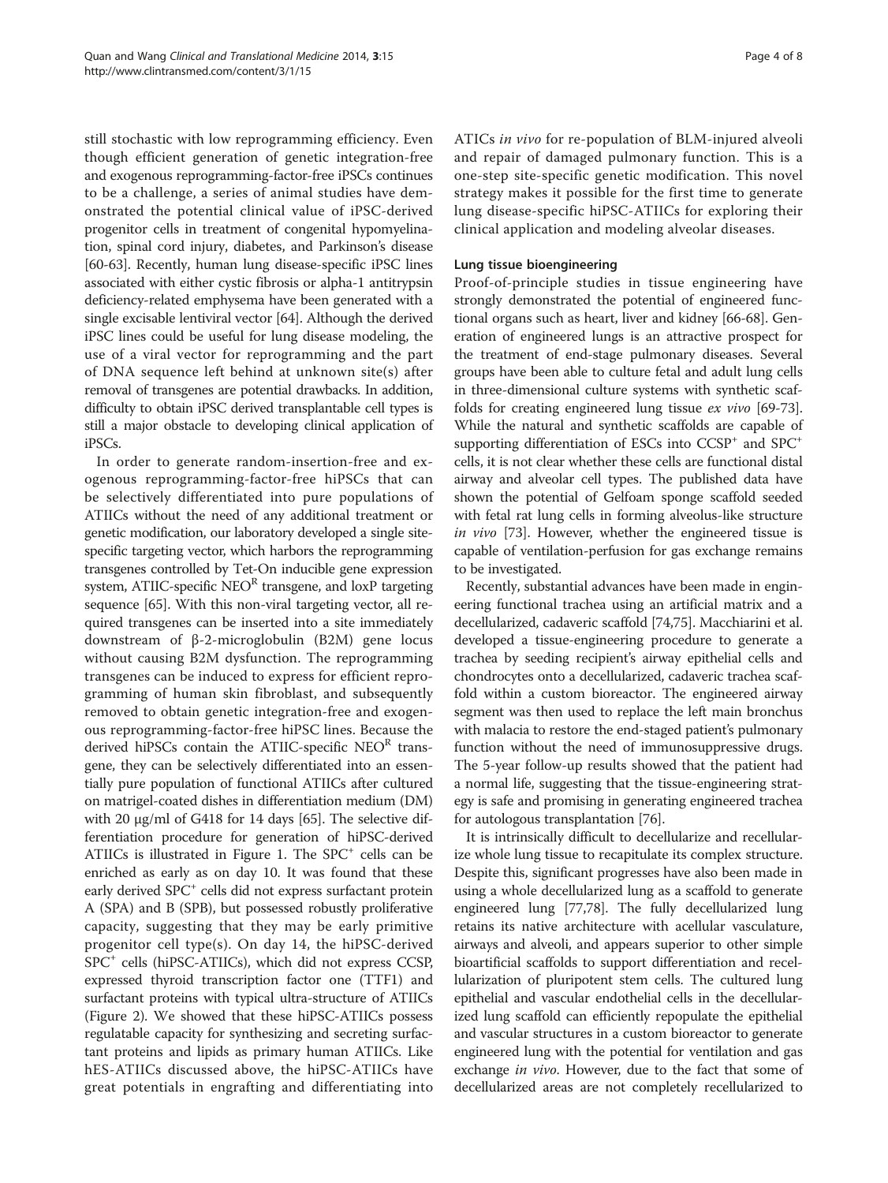still stochastic with low reprogramming efficiency. Even though efficient generation of genetic integration-free and exogenous reprogramming-factor-free iPSCs continues to be a challenge, a series of animal studies have demonstrated the potential clinical value of iPSC-derived progenitor cells in treatment of congenital hypomyelination, spinal cord injury, diabetes, and Parkinson's disease [60-63]. Recently, human lung disease-specific iPSC lines associated with either cystic fibrosis or alpha-1 antitrypsin deficiency-related emphysema have been generated with a single excisable lentiviral vector [64]. Although the derived iPSC lines could be useful for lung disease modeling, the use of a viral vector for reprogramming and the part of DNA sequence left behind at unknown site(s) after removal of transgenes are potential drawbacks. In addition, difficulty to obtain iPSC derived transplantable cell types is still a major obstacle to developing clinical application of iPSCs.

In order to generate random-insertion-free and exogenous reprogramming-factor-free hiPSCs that can be selectively differentiated into pure populations of ATIICs without the need of any additional treatment or genetic modification, our laboratory developed a single site-specific targeting vector, which harbors the reprogramming transgenes controlled by Tet-On inducible gene expression system, ATIIC-specific NEO$^R$ transgene, and loxP targeting sequence [65]. With this non-viral targeting vector, all required transgenes can be inserted into a site immediately downstream of β-2-microglobulin (B2M) gene locus without causing B2M dysfunction. The reprogramming transgenes can be induced to express for efficient reprogramming of human skin fibroblast, and subsequently removed to obtain genetic integration-free and exogenous reprogramming-factor-free hiPSC lines. Because the derived hiPSCs contain the ATIIC-specific NEO$^R$ transgene, they can be selectively differentiated into an essentially pure population of functional ATIICs after cultured on matrigel-coated dishes in differentiation medium (DM) with 20 μg/ml of G418 for 14 days [65]. The selective differentiation procedure for generation of hiPSC-derived ATIICs is illustrated in Figure 1. The SPC$^+$ cells can be enriched as early as on day 10. It was found that these early derived SPC$^+$ cells did not express surfactant protein A (SPA) and B (SPB), but possessed robustly proliferative capacity, suggesting that they may be early primitive progenitor cell type(s). On day 14, the hiPSC-derived SPC$^+$ cells (hiPSC-ATIICs), which did not express CCSP, expressed thyroid transcription factor one (TTF1) and surfactant proteins with typical ultra-structure of ATIICs (Figure 2). We showed that these hiPSC-ATIICs possess regulatable capacity for synthesizing and secreting surfactant proteins and lipids as primary human ATIICs. Like hES-ATIICs discussed above, the hiPSC-ATIICs have great potentials in engrafting and differentiating into ATICs *in vivo* for re-population of BLM-injured alveoli and repair of damaged pulmonary function. This is a one-step site-specific genetic modification. This novel strategy makes it possible for the first time to generate lung disease-specific hiPSC-ATIICs for exploring their clinical application and modeling alveolar diseases.

#### Lung tissue bioengineering

Proof-of-principle studies in tissue engineering have strongly demonstrated the potential of engineered functional organs such as heart, liver and kidney [66-68]. Generation of engineered lungs is an attractive prospect for the treatment of end-stage pulmonary diseases. Several groups have been able to culture fetal and adult lung cells in three-dimensional culture systems with synthetic scaffolds for creating engineered lung tissue *ex vivo* [69-73]. While the natural and synthetic scaffolds are capable of supporting differentiation of ESCs into CCSP$^+$ and SPC$^+$ cells, it is not clear whether these cells are functional distal airway and alveolar cell types. The published data have shown the potential of Gelfoam sponge scaffold seeded with fetal rat lung cells in forming alveolus-like structure *in vivo* [73]. However, whether the engineered tissue is capable of ventilation-perfusion for gas exchange remains to be investigated.

Recently, substantial advances have been made in engineering functional trachea using an artificial matrix and a decellularized, cadaveric scaffold [74,75]. Macchiarini et al. developed a tissue-engineering procedure to generate a trachea by seeding recipient's airway epithelial cells and chondrocytes onto a decellularized, cadaveric trachea scaffold within a custom bioreactor. The engineered airway segment was then used to replace the left main bronchus with malacia to restore the end-staged patient's pulmonary function without the need of immunosuppressive drugs. The 5-year follow-up results showed that the patient had a normal life, suggesting that the tissue-engineering strategy is safe and promising in generating engineered trachea for autologous transplantation [76].

It is intrinsically difficult to decellularize and recellularize whole lung tissue to recapitulate its complex structure. Despite this, significant progresses have also been made in using a whole decellularized lung as a scaffold to generate engineered lung [77,78]. The fully decellularized lung retains its native architecture with acellular vasculature, airways and alveoli, and appears superior to other simple bioartificial scaffolds to support differentiation and recellularization of pluripotent stem cells. The cultured lung epithelial and vascular endothelial cells in the decellularized lung scaffold can efficiently repopulate the epithelial and vascular structures in a custom bioreactor to generate engineered lung with the potential for ventilation and gas exchange *in vivo*. However, due to the fact that some of decellularized areas are not completely recellularized to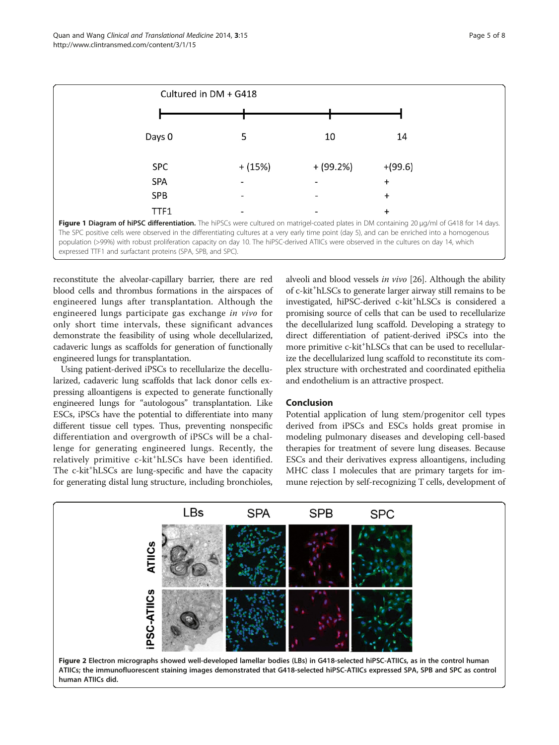| Cultured in DM + G418 | | | |
|---|---|---|---|
| Days 0 | 5 | 10 | 14 |
| SPC | + (15%) | + (99.2%) | +(99.6) |
| SPA | - | - | + |
| SPB | - | - | + |
| TTF1 | - | - | + |

**Figure 1 Diagram of hiPSC differentiation.** The hiPSCs were cultured on matrigel-coated plates in DM containing 20 μg/ml of G418 for 14 days. The SPC positive cells were observed in the differentiating cultures at a very early time point (day 5), and can be enriched into a homogenous population (>99%) with robust proliferation capacity on day 10. The hiPSC-derived ATIICs were observed in the cultures on day 14, which expressed TTF1 and surfactant proteins (SPA, SPB, and SPC).

reconstitute the alveolar-capillary barrier, there are red blood cells and thrombus formations in the airspaces of engineered lungs after transplantation. Although the engineered lungs participate gas exchange *in vivo* for only short time intervals, these significant advances demonstrate the feasibility of using whole decellularized, cadaveric lungs as scaffolds for generation of functionally engineered lungs for transplantation.

Using patient-derived iPSCs to recellularize the decellularized, cadaveric lung scaffolds that lack donor cells expressing alloantigens is expected to generate functionally engineered lungs for "autologous" transplantation. Like ESCs, iPSCs have the potential to differentiate into many different tissue cell types. Thus, preventing nonspecific differentiation and overgrowth of iPSCs will be a challenge for generating engineered lungs. Recently, the relatively primitive c-kit$^{+}$hLSCs have been identified. The c-kit$^{+}$hLSCs are lung-specific and have the capacity for generating distal lung structure, including bronchioles, alveoli and blood vessels *in vivo* [26]. Although the ability of c-kit$^{+}$hLSCs to generate larger airway still remains to be investigated, hiPSC-derived c-kit$^{+}$hLSCs is considered a promising source of cells that can be used to recellularize the decellularized lung scaffold. Developing a strategy to direct differentiation of patient-derived iPSCs into the more primitive c-kit$^{+}$hLSCs that can be used to recellularize the decellularized lung scaffold to reconstitute its complex structure with orchestrated and coordinated epithelia and endothelium is an attractive prospect.

## Conclusion

Potential application of lung stem/progenitor cell types derived from iPSCs and ESCs holds great promise in modeling pulmonary diseases and developing cell-based therapies for treatment of severe lung diseases. Because ESCs and their derivatives express alloantigens, including MHC class I molecules that are primary targets for immune rejection by self-recognizing T cells, development of

**Figure 2 Electron micrographs showed well-developed lamellar bodies (LBs) in G418-selected hiPSC-ATIICs, as in the control human ATIICs; the immunofluorescent staining images demonstrated that G418-selected hiPSC-ATIICs expressed SPA, SPB and SPC as control human ATIICs did.**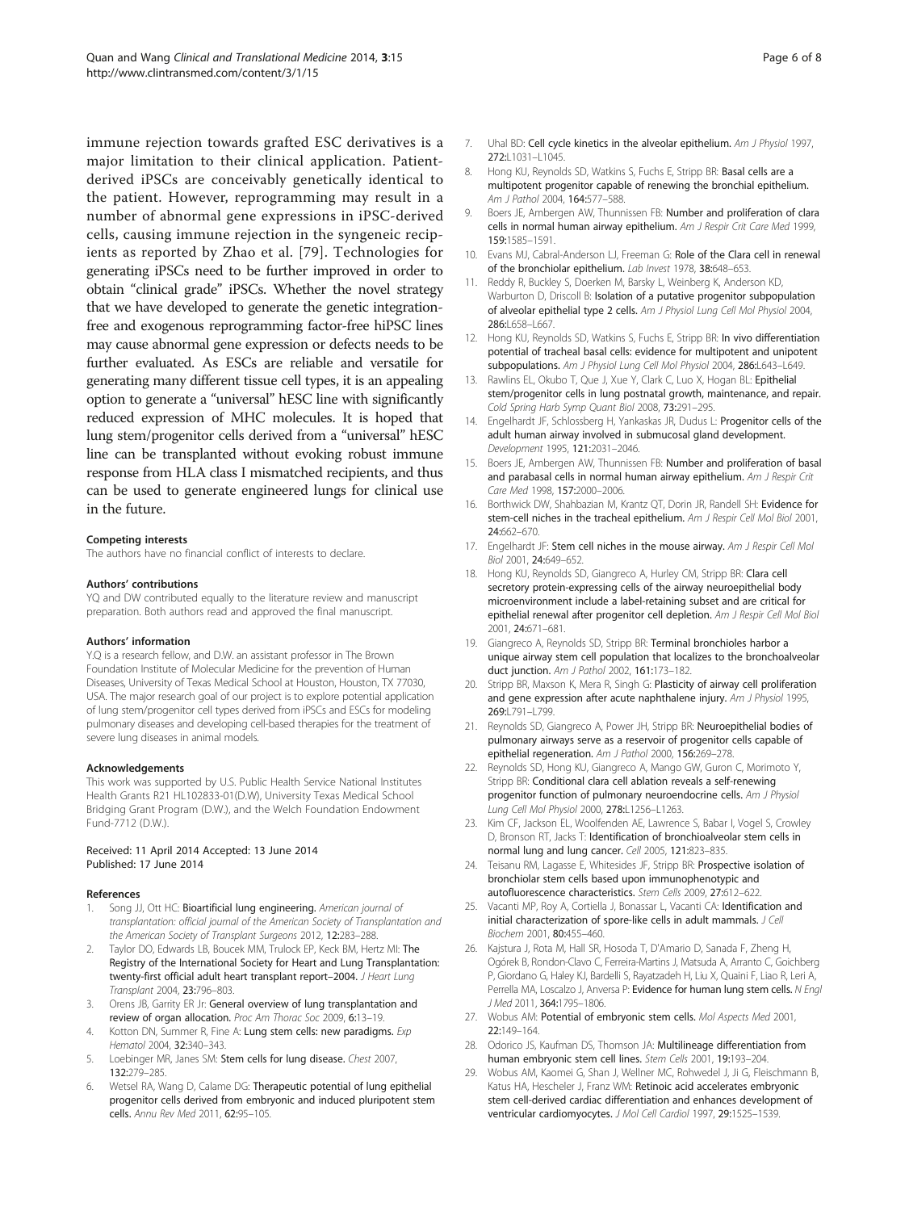immune rejection towards grafted ESC derivatives is a major limitation to their clinical application. Patient-derived iPSCs are conceivably genetically identical to the patient. However, reprogramming may result in a number of abnormal gene expressions in iPSC-derived cells, causing immune rejection in the syngeneic recipients as reported by Zhao et al. [79]. Technologies for generating iPSCs need to be further improved in order to obtain "clinical grade" iPSCs. Whether the novel strategy that we have developed to generate the genetic integration-free and exogenous reprogramming factor-free hiPSC lines may cause abnormal gene expression or defects needs to be further evaluated. As ESCs are reliable and versatile for generating many different tissue cell types, it is an appealing option to generate a "universal" hESC line with significantly reduced expression of MHC molecules. It is hoped that lung stem/progenitor cells derived from a "universal" hESC line can be transplanted without evoking robust immune response from HLA class I mismatched recipients, and thus can be used to generate engineered lungs for clinical use in the future.

#### Competing interests

The authors have no financial conflict of interests to declare.

#### Authors' contributions

YQ and DW contributed equally to the literature review and manuscript preparation. Both authors read and approved the final manuscript.

#### Authors' information

Y.Q is a research fellow, and D.W. an assistant professor in The Brown Foundation Institute of Molecular Medicine for the prevention of Human Diseases, University of Texas Medical School at Houston, Houston, TX 77030, USA. The major research goal of our project is to explore potential application of lung stem/progenitor cell types derived from iPSCs and ESCs for modeling pulmonary diseases and developing cell-based therapies for the treatment of severe lung diseases in animal models.

#### Acknowledgements

This work was supported by U.S. Public Health Service National Institutes Health Grants R21 HL102833-01(D.W), University Texas Medical School Bridging Grant Program (D.W.), and the Welch Foundation Endowment Fund-7712 (D.W.).

Received: 11 April 2014 Accepted: 13 June 2014
Published: 17 June 2014

#### References

1. Song JJ, Ott HC: **Bioartificial lung engineering.** *American journal of transplantation: official journal of the American Society of Transplantation and the American Society of Transplant Surgeons* 2012, **12:**283–288.
2. Taylor DO, Edwards LB, Boucek MM, Trulock EP, Keck BM, Hertz MI: **The Registry of the International Society for Heart and Lung Transplantation: twenty-first official adult heart transplant report–2004.** *J Heart Lung Transplant* 2004, **23:**796–803.
3. Orens JB, Garrity ER Jr: **General overview of lung transplantation and review of organ allocation.** *Proc Am Thorac Soc* 2009, **6:**13–19.
4. Kotton DN, Summer R, Fine A: **Lung stem cells: new paradigms.** *Exp Hematol* 2004, **32:**340–343.
5. Loebinger MR, Janes SM: **Stem cells for lung disease.** *Chest* 2007, **132:**279–285.
6. Wetsel RA, Wang D, Calame DG: **Therapeutic potential of lung epithelial progenitor cells derived from embryonic and induced pluripotent stem cells.** *Annu Rev Med* 2011, **62:**95–105.
7. Uhal BD: **Cell cycle kinetics in the alveolar epithelium.** *Am J Physiol* 1997, **272:**L1031–L1045.
8. Hong KU, Reynolds SD, Watkins S, Fuchs E, Stripp BR: **Basal cells are a multipotent progenitor capable of renewing the bronchial epithelium.** *Am J Pathol* 2004, **164:**577–588.
9. Boers JE, Ambergen AW, Thunnissen FB: **Number and proliferation of clara cells in normal human airway epithelium.** *Am J Respir Crit Care Med* 1999, **159:**1585–1591.
10. Evans MJ, Cabral-Anderson LJ, Freeman G: **Role of the Clara cell in renewal of the bronchiolar epithelium.** *Lab Invest* 1978, **38:**648–653.
11. Reddy R, Buckley S, Doerken M, Barsky L, Weinberg K, Anderson KD, Warburton D, Driscoll B: **Isolation of a putative progenitor subpopulation of alveolar epithelial type 2 cells.** *Am J Physiol Lung Cell Mol Physiol* 2004, **286:**L658–L667.
12. Hong KU, Reynolds SD, Watkins S, Fuchs E, Stripp BR: **In vivo differentiation potential of tracheal basal cells: evidence for multipotent and unipotent subpopulations.** *Am J Physiol Lung Cell Mol Physiol* 2004, **286:**L643–L649.
13. Rawlins EL, Okubo T, Que J, Xue Y, Clark C, Luo X, Hogan BL: **Epithelial stem/progenitor cells in lung postnatal growth, maintenance, and repair.** *Cold Spring Harb Symp Quant Biol* 2008, **73:**291–295.
14. Engelhardt JF, Schlossberg H, Yankaskas JR, Dudus L: **Progenitor cells of the adult human airway involved in submucosal gland development.** *Development* 1995, **121:**2031–2046.
15. Boers JE, Ambergen AW, Thunnissen FB: **Number and proliferation of basal and parabasal cells in normal human airway epithelium.** *Am J Respir Crit Care Med* 1998, **157:**2000–2006.
16. Borthwick DW, Shahbazian M, Krantz QT, Dorin JR, Randell SH: **Evidence for stem-cell niches in the tracheal epithelium.** *Am J Respir Cell Mol Biol* 2001, **24:**662–670.
17. Engelhardt JF: **Stem cell niches in the mouse airway.** *Am J Respir Cell Mol Biol* 2001, **24:**649–652.
18. Hong KU, Reynolds SD, Giangreco A, Hurley CM, Stripp BR: **Clara cell secretory protein-expressing cells of the airway neuroepithelial body microenvironment include a label-retaining subset and are critical for epithelial renewal after progenitor cell depletion.** *Am J Respir Cell Mol Biol* 2001, **24:**671–681.
19. Giangreco A, Reynolds SD, Stripp BR: **Terminal bronchioles harbor a unique airway stem cell population that localizes to the bronchoalveolar duct junction.** *Am J Pathol* 2002, **161:**173–182.
20. Stripp BR, Maxson K, Mera R, Singh G: **Plasticity of airway cell proliferation and gene expression after acute naphthalene injury.** *Am J Physiol* 1995, **269:**L791–L799.
21. Reynolds SD, Giangreco A, Power JH, Stripp BR: **Neuroepithelial bodies of pulmonary airways serve as a reservoir of progenitor cells capable of epithelial regeneration.** *Am J Pathol* 2000, **156:**269–278.
22. Reynolds SD, Hong KU, Giangreco A, Mango GW, Guron C, Morimoto Y, Stripp BR: **Conditional clara cell ablation reveals a self-renewing progenitor function of pulmonary neuroendocrine cells.** *Am J Physiol Lung Cell Mol Physiol* 2000, **278:**L1256–L1263.
23. Kim CF, Jackson EL, Woolfenden AE, Lawrence S, Babar I, Vogel S, Crowley D, Bronson RT, Jacks T: **Identification of bronchioalveolar stem cells in normal lung and lung cancer.** *Cell* 2005, **121:**823–835.
24. Teisanu RM, Lagasse E, Whitesides JF, Stripp BR: **Prospective isolation of bronchiolar stem cells based upon immunophenotypic and autofluorescence characteristics.** *Stem Cells* 2009, **27:**612–622.
25. Vacanti MP, Roy A, Cortiella J, Bonassar L, Vacanti CA: **Identification and initial characterization of spore-like cells in adult mammals.** *J Cell Biochem* 2001, **80:**455–460.
26. Kajstura J, Rota M, Hall SR, Hosoda T, D'Amario D, Sanada F, Zheng H, Ogórek B, Rondon-Clavo C, Ferreira-Martins J, Matsuda A, Arranto C, Goichberg P, Giordano G, Haley KJ, Bardelli S, Rayatzadeh H, Liu X, Quaini F, Liao R, Leri A, Perrella MA, Loscalzo J, Anversa P: **Evidence for human lung stem cells.** *N Engl J Med* 2011, **364:**1795–1806.
27. Wobus AM: **Potential of embryonic stem cells.** *Mol Aspects Med* 2001, **22:**149–164.
28. Odorico JS, Kaufman DS, Thomson JA: **Multilineage differentiation from human embryonic stem cell lines.** *Stem Cells* 2001, **19:**193–204.
29. Wobus AM, Kaomei G, Shan J, Wellner MC, Rohwedel J, Ji G, Fleischmann B, Katus HA, Hescheler J, Franz WM: **Retinoic acid accelerates embryonic stem cell-derived cardiac differentiation and enhances development of ventricular cardiomyocytes.** *J Mol Cell Cardiol* 1997, **29:**1525–1539.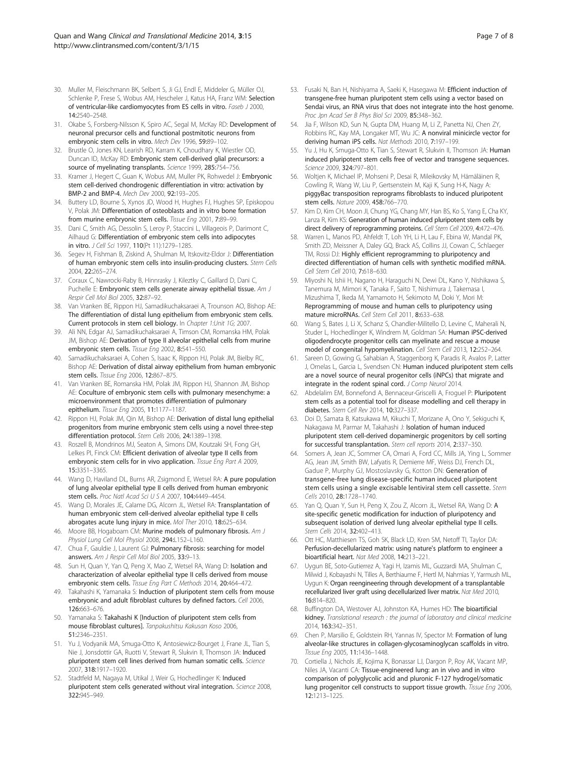30. Muller M, Fleischmann BK, Selbert S, Ji GJ, Endl E, Middeler G, Müller OJ, Schlenke P, Frese S, Wobus AM, Hescheler J, Katus HA, Franz WM: **Selection of ventricular-like cardiomyocytes from ES cells in vitro.** *Faseb J* 2000, **14:**2540–2548.
31. Okabe S, Forsberg-Nilsson K, Spiro AC, Segal M, McKay RD: **Development of neuronal precursor cells and functional postmitotic neurons from embryonic stem cells in vitro.** *Mech Dev* 1996, **59:**89–102.
32. Brustle O, Jones KN, Learish RD, Karram K, Choudhary K, Wiestler OD, Duncan ID, McKay RD: **Embryonic stem cell-derived glial precursors: a source of myelinating transplants.** *Science* 1999, **285:**754–756.
33. Kramer J, Hegert C, Guan K, Wobus AM, Muller PK, Rohwedel J: **Embryonic stem cell-derived chondrogenic differentiation in vitro: activation by BMP-2 and BMP-4.** *Mech Dev* 2000, **92:**193–205.
34. Buttery LD, Bourne S, Xynos JD, Wood H, Hughes FJ, Hughes SP, Episkopou V, Polak JM: **Differentiation of osteoblasts and in vitro bone formation from murine embryonic stem cells.** *Tissue Eng* 2001, **7:**89–99.
35. Dani C, Smith AG, Dessolin S, Leroy P, Staccini L, Villageois P, Darimont C, Ailhaud G: **Differentiation of embryonic stem cells into adipocytes in vitro.** *J Cell Sci* 1997, **110**(Pt 11):1279–1285.
36. Segev H, Fishman B, Ziskind A, Shulman M, Itskovitz-Eldor J: **Differentiation of human embryonic stem cells into insulin-producing clusters.** *Stem Cells* 2004, **22:**265–274.
37. Coraux C, Nawrocki-Raby B, Hinnrasky J, Kileztky C, Gaillard D, Dani C, Puchelle E: **Embryonic stem cells generate airway epithelial tissue.** *Am J Respir Cell Mol Biol* 2005, **32:**87–92.
38. Van Vranken BE, Rippon HJ, Samadikuchaksaraei A, Trounson AO, Bishop AE: **The differentiation of distal lung epithelium from embryonic stem cells. Current protocols in stem cell biology.** In *Chapter 1:Unit 1G*; 2007.
39. Ali NN, Edgar AJ, Samadikuchaksaraei A, Timson CM, Romanska HM, Polak JM, Bishop AE: **Derivation of type II alveolar epithelial cells from murine embryonic stem cells.** *Tissue Eng* 2002, **8:**541–550.
40. Samadikuchaksaraei A, Cohen S, Isaac K, Rippon HJ, Polak JM, Bielby RC, Bishop AE: **Derivation of distal airway epithelium from human embryonic stem cells.** *Tissue Eng* 2006, **12:**867–875.
41. Van Vranken BE, Romanska HM, Polak JM, Rippon HJ, Shannon JM, Bishop AE: **Coculture of embryonic stem cells with pulmonary mesenchyme: a microenvironment that promotes differentiation of pulmonary epithelium.** *Tissue Eng* 2005, **11:**1177–1187.
42. Rippon HJ, Polak JM, Qin M, Bishop AE: **Derivation of distal lung epithelial progenitors from murine embryonic stem cells using a novel three-step differentiation protocol.** *Stem Cells* 2006, **24:**1389–1398.
43. Roszell B, Mondrinos MJ, Seaton A, Simons DM, Koutzaki SH, Fong GH, Lelkes PI, Finck CM: **Efficient derivation of alveolar type II cells from embryonic stem cells for in vivo application.** *Tissue Eng Part A* 2009, **15:**3351–3365.
44. Wang D, Haviland DL, Burns AR, Zsigmond E, Wetsel RA: **A pure population of lung alveolar epithelial type II cells derived from human embryonic stem cells.** *Proc Natl Acad Sci U S A* 2007, **104:**4449–4454.
45. Wang D, Morales JE, Calame DG, Alcorn JL, Wetsel RA: **Transplantation of human embryonic stem cell-derived alveolar epithelial type II cells abrogates acute lung injury in mice.** *Mol Ther* 2010, **18:**625–634.
46. Moore BB, Hogaboam CM: **Murine models of pulmonary fibrosis.** *Am J Physiol Lung Cell Mol Physiol* 2008, **294:**L152–L160.
47. Chua F, Gauldie J, Laurent GJ: **Pulmonary fibrosis: searching for model answers.** *Am J Respir Cell Mol Biol* 2005, **33:**9–13.
48. Sun H, Quan Y, Yan Q, Peng X, Mao Z, Wetsel RA, Wang D: **Isolation and characterization of alveolar epithelial type II cells derived from mouse embryonic stem cells.** *Tissue Eng Part C Methods* 2014, **20:**464–472.
49. Takahashi K, Yamanaka S: **Induction of pluripotent stem cells from mouse embryonic and adult fibroblast cultures by defined factors.** *Cell* 2006, **126:**663–676.
50. Yamanaka S: **Takahashi K [Induction of pluripotent stem cells from mouse fibroblast cultures].** *Tanpakushitsu Kakusan Koso* 2006, **51:**2346–2351.
51. Yu J, Vodyanik MA, Smuga-Otto K, Antosiewicz-Bourget J, Frane JL, Tian S, Nie J, Jonsdottir GA, Ruotti V, Stewart R, Slukvin II, Thomson JA: **Induced pluripotent stem cell lines derived from human somatic cells.** *Science* 2007, **318:**1917–1920.
52. Stadtfeld M, Nagaya M, Utikal J, Weir G, Hochedlinger K: **Induced pluripotent stem cells generated without viral integration.** *Science* 2008, **322:**945–949.
53. Fusaki N, Ban H, Nishiyama A, Saeki K, Hasegawa M: **Efficient induction of transgene-free human pluripotent stem cells using a vector based on Sendai virus, an RNA virus that does not integrate into the host genome.** *Proc Jpn Acad Ser B Phys Biol Sci* 2009, **85:**348–362.
54. Jia F, Wilson KD, Sun N, Gupta DM, Huang M, Li Z, Panetta NJ, Chen ZY, Robbins RC, Kay MA, Longaker MT, Wu JC: **A nonviral minicircle vector for deriving human iPS cells.** *Nat Methods* 2010, **7:**197–199.
55. Yu J, Hu K, Smuga-Otto K, Tian S, Stewart R, Slukvin II, Thomson JA: **Human induced pluripotent stem cells free of vector and transgene sequences.** *Science* 2009, **324:**797–801.
56. Woltjen K, Michael IP, Mohseni P, Desai R, Mileikovsky M, Hämäläinen R, Cowling R, Wang W, Liu P, Gertsenstein M, Kaji K, Sung H-K, Nagy A: **piggyBac transposition reprograms fibroblasts to induced pluripotent stem cells.** *Nature* 2009, **458:**766–770.
57. Kim D, Kim CH, Moon JI, Chung YG, Chang MY, Han BS, Ko S, Yang E, Cha KY, Lanza R, Kim KS: **Generation of human induced pluripotent stem cells by direct delivery of reprogramming proteins.** *Cell Stem Cell* 2009, **4:**472–476.
58. Warren L, Manos PD, Ahfeldt T, Loh YH, Li H, Lau F, Ebina W, Mandal PK, Smith ZD, Meissner A, Daley GQ, Brack AS, Collins JJ, Cowan C, Schlaeger TM, Rossi DJ: **Highly efficient reprogramming to pluripotency and directed differentiation of human cells with synthetic modified mRNA.** *Cell Stem Cell* 2010, **7:**618–630.
59. Miyoshi N, Ishii H, Nagano H, Haraguchi N, Dewi DL, Kano Y, Nishikawa S, Tanemura M, Mimori K, Tanaka F, Saito T, Nishimura J, Takemasa I, Mizushima T, Ikeda M, Yamamoto H, Sekimoto M, Doki Y, Mori M: **Reprogramming of mouse and human cells to pluripotency using mature microRNAs.** *Cell Stem Cell* 2011, **8:**633–638.
60. Wang S, Bates J, Li X, Schanz S, Chandler-Militello D, Levine C, Maherali N, Studer L, Hochedlinger K, Windrem M, Goldman SA: **Human iPSC-derived oligodendrocyte progenitor cells can myelinate and rescue a mouse model of congenital hypomyelination.** *Cell Stem Cell* 2013, **12:**252–264.
61. Sareen D, Gowing G, Sahabian A, Staggenborg K, Paradis R, Avalos P, Latter J, Ornelas L, Garcia L, Svendsen CN: **Human induced pluripotent stem cells are a novel source of neural progenitor cells (iNPCs) that migrate and integrate in the rodent spinal cord.** *J Comp Neurol* 2014.
62. Abdelalim EM, Bonnefond A, Bennaceur-Griscelli A, Froguel P: **Pluripotent stem cells as a potential tool for disease modelling and cell therapy in diabetes.** *Stem Cell Rev* 2014, **10:**327–337.
63. Doi D, Samata B, Katsukawa M, Kikuchi T, Morizane A, Ono Y, Sekiguchi K, Nakagawa M, Parmar M, Takahashi J: **Isolation of human induced pluripotent stem cell-derived dopaminergic progenitors by cell sorting for successful transplantation.** *Stem cell reports* 2014, **2:**337–350.
64. Somers A, Jean JC, Sommer CA, Omari A, Ford CC, Mills JA, Ying L, Sommer AG, Jean JM, Smith BW, Lafyatis R, Demierre MF, Weiss DJ, French DL, Gadue P, Murphy GJ, Mostoslavsky G, Kotton DN: **Generation of transgene-free lung disease-specific human induced pluripotent stem cells using a single excisable lentiviral stem cell cassette.** *Stem Cells* 2010, **28:**1728–1740.
65. Yan Q, Quan Y, Sun H, Peng X, Zou Z, Alcorn JL, Wetsel RA, Wang D: **A site-specific genetic modification for induction of pluripotency and subsequent isolation of derived lung alveolar epithelial type II cells.** *Stem Cells* 2014, **32:**402–413.
66. Ott HC, Matthiesen TS, Goh SK, Black LD, Kren SM, Netoff TI, Taylor DA: **Perfusion-decellularized matrix: using nature's platform to engineer a bioartificial heart.** *Nat Med* 2008, **14:**213–221.
67. Uygun BE, Soto-Gutierrez A, Yagi H, Izamis ML, Guzzardi MA, Shulman C, Milwid J, Kobayashi N, Tilles A, Berthiaume F, Hertl M, Nahmias Y, Yarmush ML, Uygun K: **Organ reengineering through development of a transplantable recellularized liver graft using decellularized liver matrix.** *Nat Med* 2010, **16:**814–820.
68. Buffington DA, Westover AJ, Johnston KA, Humes HD: **The bioartificial kidney.** *Translational research : the journal of laboratory and clinical medicine* 2014, **163:**342–351.
69. Chen P, Marsilio E, Goldstein RH, Yannas IV, Spector M: **Formation of lung alveolar-like structures in collagen-glycosaminoglycan scaffolds in vitro.** *Tissue Eng* 2005, **11:**1436–1448.
70. Cortiella J, Nichols JE, Kojima K, Bonassar LJ, Dargon P, Roy AK, Vacant MP, Niles JA, Vacanti CA: **Tissue-engineered lung: an in vivo and in vitro comparison of polyglycolic acid and pluronic F-127 hydrogel/somatic lung progenitor cell constructs to support tissue growth.** *Tissue Eng* 2006, **12:**1213–1225.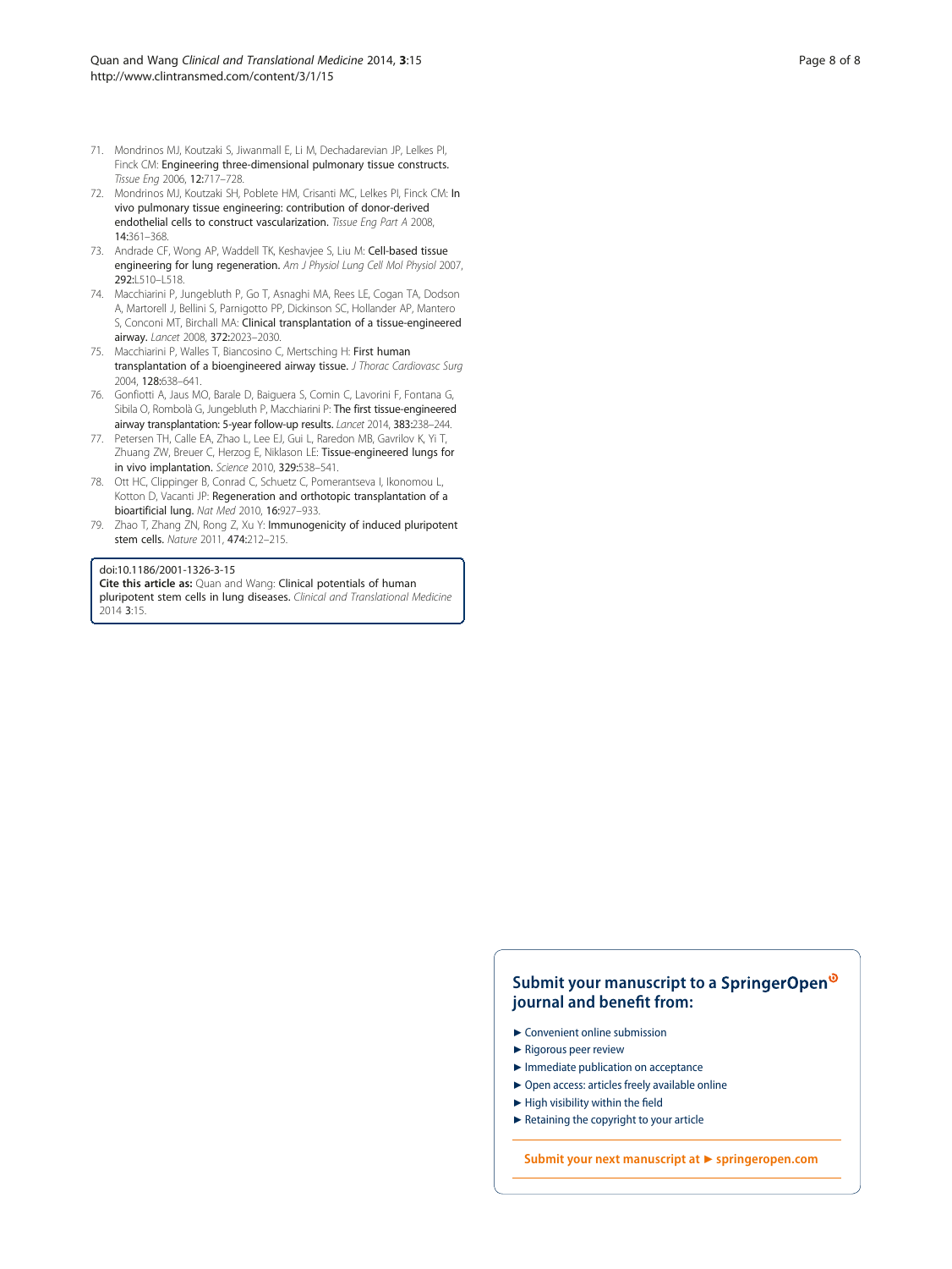71. Mondrinos MJ, Koutzaki S, Jiwanmall E, Li M, Dechadarevian JP, Lelkes PI, Finck CM: Engineering three-dimensional pulmonary tissue constructs. *Tissue Eng* 2006, **12:**717–728.
72. Mondrinos MJ, Koutzaki SH, Poblete HM, Crisanti MC, Lelkes PI, Finck CM: In vivo pulmonary tissue engineering: contribution of donor-derived endothelial cells to construct vascularization. *Tissue Eng Part A* 2008, **14:**361–368.
73. Andrade CF, Wong AP, Waddell TK, Keshavjee S, Liu M: Cell-based tissue engineering for lung regeneration. *Am J Physiol Lung Cell Mol Physiol* 2007, **292:**L510–L518.
74. Macchiarini P, Jungebluth P, Go T, Asnaghi MA, Rees LE, Cogan TA, Dodson A, Martorell J, Bellini S, Parnigotto PP, Dickinson SC, Hollander AP, Mantero S, Conconi MT, Birchall MA: Clinical transplantation of a tissue-engineered airway. *Lancet* 2008, **372:**2023–2030.
75. Macchiarini P, Walles T, Biancosino C, Mertsching H: First human transplantation of a bioengineered airway tissue. *J Thorac Cardiovasc Surg* 2004, **128:**638–641.
76. Gonfiotti A, Jaus MO, Barale D, Baiguera S, Comin C, Lavorini F, Fontana G, Sibila O, Rombolà G, Jungebluth P, Macchiarini P: The first tissue-engineered airway transplantation: 5-year follow-up results. *Lancet* 2014, **383:**238–244.
77. Petersen TH, Calle EA, Zhao L, Lee EJ, Gui L, Raredon MB, Gavrilov K, Yi T, Zhuang ZW, Breuer C, Herzog E, Niklason LE: Tissue-engineered lungs for in vivo implantation. *Science* 2010, **329:**538–541.
78. Ott HC, Clippinger B, Conrad C, Schuetz C, Pomerantseva I, Ikonomou L, Kotton D, Vacanti JP: Regeneration and orthotopic transplantation of a bioartificial lung. *Nat Med* 2010, **16:**927–933.
79. Zhao T, Zhang ZN, Rong Z, Xu Y: Immunogenicity of induced pluripotent stem cells. *Nature* 2011, **474:**212–215.

doi:10.1186/2001-1326-3-15
**Cite this article as:** Quan and Wang: Clinical potentials of human pluripotent stem cells in lung diseases. *Clinical and Translational Medicine* 2014 **3**:15.

**Submit your manuscript to a SpringerOpen journal and benefit from:**

- ► Convenient online submission
- ► Rigorous peer review
- ► Immediate publication on acceptance
- ► Open access: articles freely available online
- ► High visibility within the field
- ► Retaining the copyright to your article

**Submit your next manuscript at ► springeropen.com**